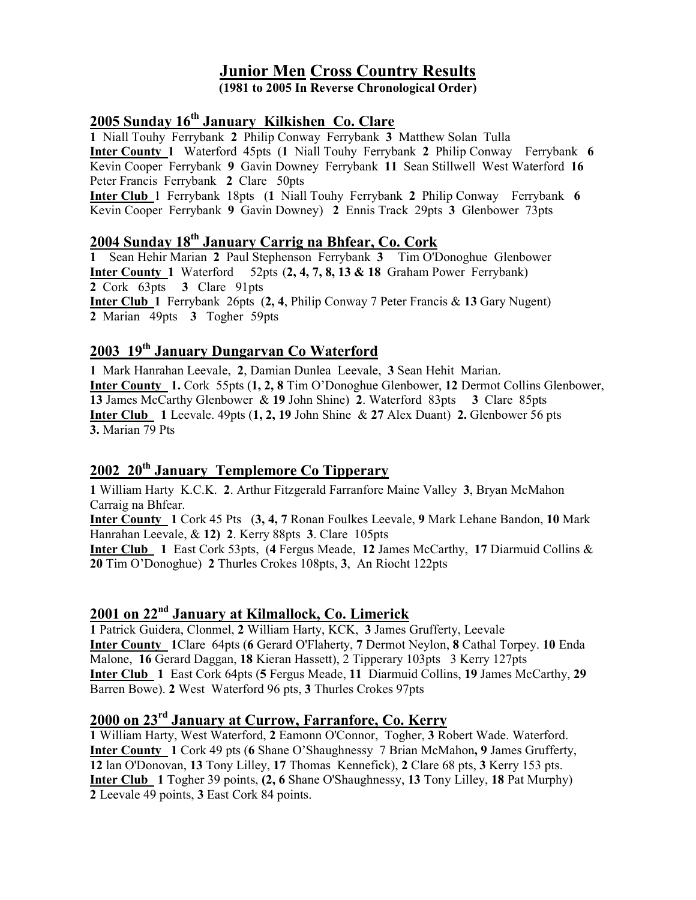# Junior Men Cross Country Results

**(1981 to 2005 In Reverse Chronological Order)**

## 2005 Sunday 16th January Kilkishen Co. Clare

**1** Niall Touhy Ferrybank **2** Philip Conway Ferrybank **3** Matthew Solan Tulla
**Inter County 1** Waterford 45pts (**1** Niall Touhy Ferrybank **2** Philip Conway Ferrybank **6** Kevin Cooper Ferrybank **9** Gavin Downey Ferrybank **11** Sean Stillwell West Waterford **16** Peter Francis Ferrybank **2** Clare 50pts
**Inter Club** 1 Ferrybank 18pts (**1** Niall Touhy Ferrybank **2** Philip Conway Ferrybank **6** Kevin Cooper Ferrybank **9** Gavin Downey) **2** Ennis Track 29pts **3** Glenbower 73pts

## 2004 Sunday 18th January Carrig na Bhfear, Co. Cork

**1** Sean Hehir Marian **2** Paul Stephenson Ferrybank **3** Tim O'Donoghue Glenbower
**Inter County 1** Waterford 52pts (**2, 4, 7, 8, 13 & 18** Graham Power Ferrybank)
**2** Cork 63pts **3** Clare 91pts
**Inter Club 1** Ferrybank 26pts (**2, 4**, Philip Conway 7 Peter Francis & **13** Gary Nugent)
**2** Marian 49pts **3** Togher 59pts

## 2003 19th January Dungarvan Co Waterford

**1** Mark Hanrahan Leevale, **2**, Damian Dunlea Leevale, **3** Sean Hehit Marian.
**Inter County 1.** Cork 55pts (**1, 2, 8** Tim O'Donoghue Glenbower, **12** Dermot Collins Glenbower, **13** James McCarthy Glenbower & **19** John Shine) **2**. Waterford 83pts **3** Clare 85pts
**Inter Club 1** Leevale. 49pts (**1, 2, 19** John Shine & **27** Alex Duant) **2.** Glenbower 56 pts
**3.** Marian 79 Pts

## 2002 20th January Templemore Co Tipperary

**1** William Harty K.C.K. **2**. Arthur Fitzgerald Farranfore Maine Valley **3**, Bryan McMahon Carraig na Bhfear.
**Inter County 1** Cork 45 Pts (**3, 4, 7** Ronan Foulkes Leevale, **9** Mark Lehane Bandon, **10** Mark Hanrahan Leevale, & **12) 2**. Kerry 88pts **3**. Clare 105pts
**Inter Club 1** East Cork 53pts, (**4** Fergus Meade, **12** James McCarthy, **17** Diarmuid Collins & **20** Tim O'Donoghue) **2** Thurles Crokes 108pts, **3**, An Riocht 122pts

## 2001 on 22nd January at Kilmallock, Co. Limerick

**1** Patrick Guidera, Clonmel, **2** William Harty, KCK, **3** James Grufferty, Leevale
**Inter County 1**Clare 64pts (**6** Gerard O'Flaherty, **7** Dermot Neylon, **8** Cathal Torpey. **10** Enda Malone, **16** Gerard Daggan, **18** Kieran Hassett), 2 Tipperary 103pts 3 Kerry 127pts
**Inter Club 1** East Cork 64pts (**5** Fergus Meade, **11** Diarmuid Collins, **19** James McCarthy, **29** Barren Bowe). **2** West Waterford 96 pts, **3** Thurles Crokes 97pts

## 2000 on 23rd January at Currow, Farranfore, Co. Kerry

**1** William Harty, West Waterford, **2** Eamonn O'Connor, Togher, **3** Robert Wade. Waterford.
**Inter County 1** Cork 49 pts (**6** Shane O'Shaughnessy 7 Brian McMahon**, 9** James Grufferty, **12** lan O'Donovan, **13** Tony Lilley, **17** Thomas Kennefick), **2** Clare 68 pts, **3** Kerry 153 pts.
**Inter Club 1** Togher 39 points, **(2, 6** Shane O'Shaughnessy, **13** Tony Lilley, **18** Pat Murphy)
**2** Leevale 49 points, **3** East Cork 84 points.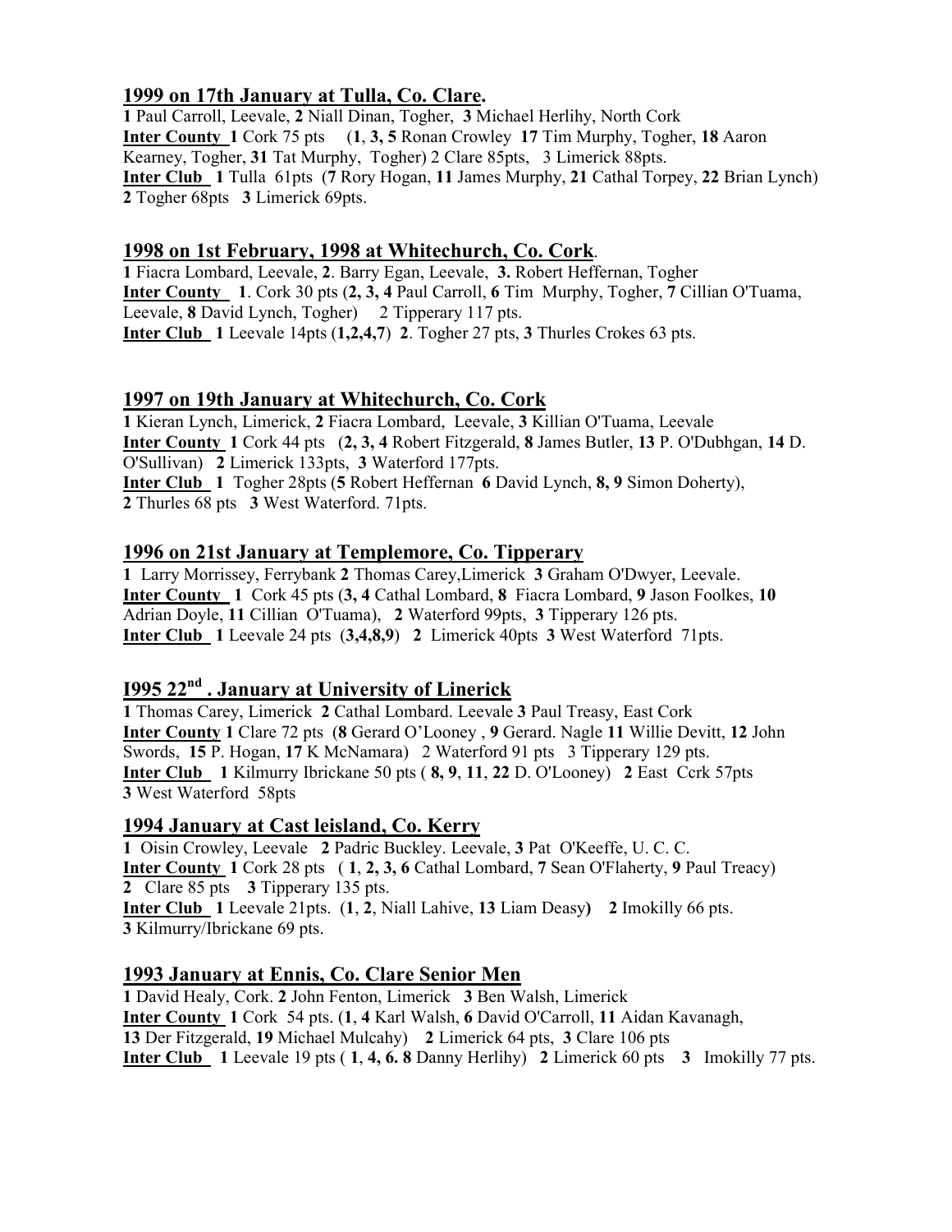## 1999 on 17th January at Tulla, Co. Clare.

**1** Paul Carroll, Leevale, **2** Niall Dinan, Togher, **3** Michael Herlihy, North Cork
**Inter County** **1** Cork 75 pts (**1**, **3, 5** Ronan Crowley **17** Tim Murphy, Togher, **18** Aaron Kearney, Togher, **31** Tat Murphy, Togher) 2 Clare 85pts, 3 Limerick 88pts.
**Inter Club** **1** Tulla 61pts (**7** Rory Hogan, **11** James Murphy, **21** Cathal Torpey, **22** Brian Lynch) **2** Togher 68pts **3** Limerick 69pts.

## 1998 on 1st February, 1998 at Whitechurch, Co. Cork.

**1** Fiacra Lombard, Leevale, **2**. Barry Egan, Leevale, **3.** Robert Heffernan, Togher
**Inter County** **1**. Cork 30 pts (**2, 3, 4** Paul Carroll, **6** Tim Murphy, Togher, **7** Cillian O'Tuama, Leevale, **8** David Lynch, Togher) 2 Tipperary 117 pts.
**Inter Club** **1** Leevale 14pts (**1,2,4,7**) **2**. Togher 27 pts, **3** Thurles Crokes 63 pts.

## 1997 on 19th January at Whitechurch, Co. Cork

**1** Kieran Lynch, Limerick, **2** Fiacra Lombard, Leevale, **3** Killian O'Tuama, Leevale
**Inter County** **1** Cork 44 pts (**2, 3, 4** Robert Fitzgerald, **8** James Butler, **13** P. O'Dubhgan, **14** D. O'Sullivan) **2** Limerick 133pts, **3** Waterford 177pts.
**Inter Club** **1** Togher 28pts (**5** Robert Heffernan **6** David Lynch, **8, 9** Simon Doherty), **2** Thurles 68 pts **3** West Waterford. 71pts.

## 1996 on 21st January at Templemore, Co. Tipperary

**1** Larry Morrissey, Ferrybank **2** Thomas Carey,Limerick **3** Graham O'Dwyer, Leevale.
**Inter County** **1** Cork 45 pts (**3, 4** Cathal Lombard, **8** Fiacra Lombard, **9** Jason Foolkes, **10** Adrian Doyle, **11** Cillian O'Tuama), **2** Waterford 99pts, **3** Tipperary 126 pts.
**Inter Club** **1** Leevale 24 pts (**3,4,8,9**) **2** Limerick 40pts **3** West Waterford 71pts.

## I995 22nd . January at University of Linerick

**1** Thomas Carey, Limerick **2** Cathal Lombard. Leevale **3** Paul Treasy, East Cork
**Inter County** **1** Clare 72 pts (**8** Gerard O'Looney , **9** Gerard. Nagle **11** Willie Devitt, **12** John Swords, **15** P. Hogan, **17** K McNamara) 2 Waterford 91 pts 3 Tipperary 129 pts.
**Inter Club** **1** Kilmurry Ibrickane 50 pts ( **8, 9**, **11**, **22** D. O'Looney) **2** East Ccrk 57pts **3** West Waterford 58pts

## 1994 January at Cast leisland, Co. Kerry

**1** Oisin Crowley, Leevale **2** Padric Buckley. Leevale, **3** Pat O'Keeffe, U. C. C.
**Inter County** **1** Cork 28 pts ( **1**, **2, 3, 6** Cathal Lombard, **7** Sean O'Flaherty, **9** Paul Treacy) **2** Clare 85 pts **3** Tipperary 135 pts.
**Inter Club** **1** Leevale 21pts. (**1**, **2**, Niall Lahive, **13** Liam Deasy**)** **2** Imokilly 66 pts. **3** Kilmurry/Ibrickane 69 pts.

## 1993 January at Ennis, Co. Clare Senior Men

**1** David Healy, Cork. **2** John Fenton, Limerick **3** Ben Walsh, Limerick
**Inter County** **1** Cork 54 pts. (**1**, **4** Karl Walsh, **6** David O'Carroll, **11** Aidan Kavanagh, **13** Der Fitzgerald, **19** Michael Mulcahy) **2** Limerick 64 pts, **3** Clare 106 pts
**Inter Club** **1** Leevale 19 pts ( **1**, **4, 6. 8** Danny Herlihy) **2** Limerick 60 pts **3** Imokilly 77 pts.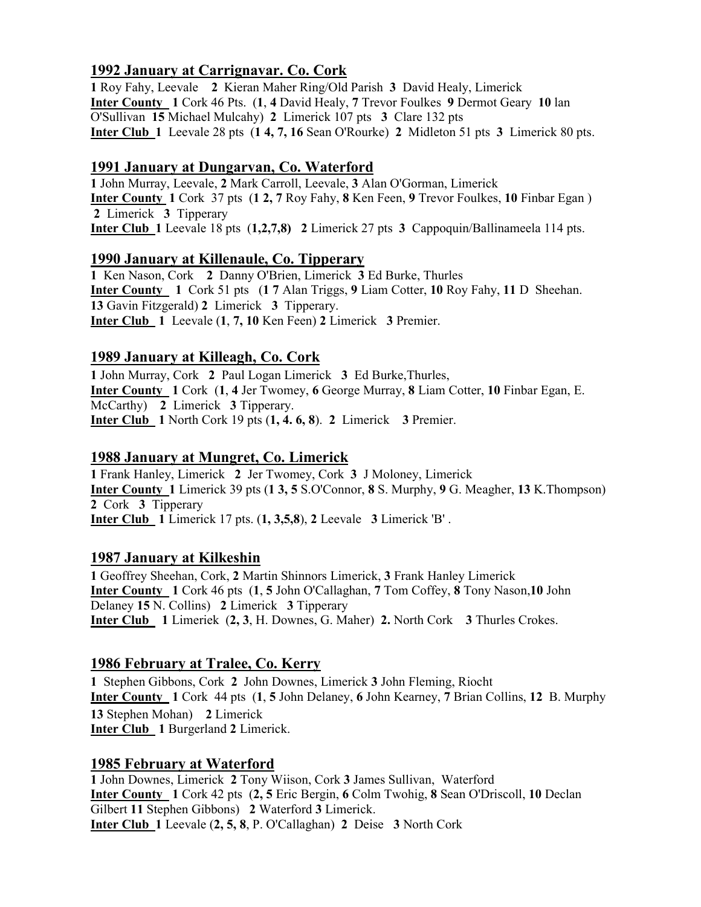## 1992 January at Carrignavar. Co. Cork

**1** Roy Fahy, Leevale **2** Kieran Maher Ring/Old Parish **3** David Healy, Limerick
**Inter County** **1** Cork 46 Pts. (**1**, **4** David Healy, **7** Trevor Foulkes **9** Dermot Geary **10** lan O'Sullivan **15** Michael Mulcahy) **2** Limerick 107 pts **3** Clare 132 pts
**Inter Club** **1** Leevale 28 pts (**1 4, 7, 16** Sean O'Rourke) **2** Midleton 51 pts **3** Limerick 80 pts.

## 1991 January at Dungarvan, Co. Waterford

**1** John Murray, Leevale, **2** Mark Carroll, Leevale, **3** Alan O'Gorman, Limerick
**Inter County** **1** Cork 37 pts (**1 2, 7** Roy Fahy, **8** Ken Feen, **9** Trevor Foulkes, **10** Finbar Egan ) **2** Limerick **3** Tipperary
**Inter Club** **1** Leevale 18 pts (**1,2,7,8**) **2** Limerick 27 pts **3** Cappoquin/Ballinameela 114 pts.

## 1990 January at Killenaule, Co. Tipperary

**1** Ken Nason, Cork **2** Danny O'Brien, Limerick **3** Ed Burke, Thurles
**Inter County** **1** Cork 51 pts (**1 7** Alan Triggs, **9** Liam Cotter, **10** Roy Fahy, **11** D Sheehan. **13** Gavin Fitzgerald) **2** Limerick **3** Tipperary.
**Inter Club** **1** Leevale (**1**, **7, 10** Ken Feen) **2** Limerick **3** Premier.

## 1989 January at Killeagh, Co. Cork

**1** John Murray, Cork **2** Paul Logan Limerick **3** Ed Burke,Thurles,
**Inter County** **1** Cork (**1**, **4** Jer Twomey, **6** George Murray, **8** Liam Cotter, **10** Finbar Egan, E. McCarthy) **2** Limerick **3** Tipperary.
**Inter Club** **1** North Cork 19 pts (**1, 4. 6, 8**). **2** Limerick **3** Premier.

## 1988 January at Mungret, Co. Limerick

**1** Frank Hanley, Limerick **2** Jer Twomey, Cork **3** J Moloney, Limerick
**Inter County** **1** Limerick 39 pts (**1 3, 5** S.O'Connor, **8** S. Murphy, **9** G. Meagher, **13** K.Thompson) **2** Cork **3** Tipperary
**Inter Club** **1** Limerick 17 pts. (**1, 3,5,8**), **2** Leevale **3** Limerick 'B' .

## 1987 January at Kilkeshin

**1** Geoffrey Sheehan, Cork, **2** Martin Shinnors Limerick, **3** Frank Hanley Limerick
**Inter County** **1** Cork 46 pts (**1**, **5** John O'Callaghan, **7** Tom Coffey, **8** Tony Nason,**10** John Delaney **15** N. Collins) **2** Limerick **3** Tipperary
**Inter Club** **1** Limeriek (**2, 3**, H. Downes, G. Maher) **2.** North Cork **3** Thurles Crokes.

## 1986 February at Tralee, Co. Kerry

**1** Stephen Gibbons, Cork **2** John Downes, Limerick **3** John Fleming, Riocht
**Inter County** **1** Cork 44 pts (**1**, **5** John Delaney, **6** John Kearney, **7** Brian Collins, **12** B. Murphy **13** Stephen Mohan) **2** Limerick
**Inter Club** **1** Burgerland **2** Limerick.

## 1985 February at Waterford

**1** John Downes, Limerick **2** Tony Wiison, Cork **3** James Sullivan, Waterford
**Inter County** **1** Cork 42 pts (**2, 5** Eric Bergin, **6** Colm Twohig, **8** Sean O'Driscoll, **10** Declan Gilbert **11** Stephen Gibbons) **2** Waterford **3** Limerick.
**Inter Club** **1** Leevale (**2, 5, 8**, P. O'Callaghan) **2** Deise **3** North Cork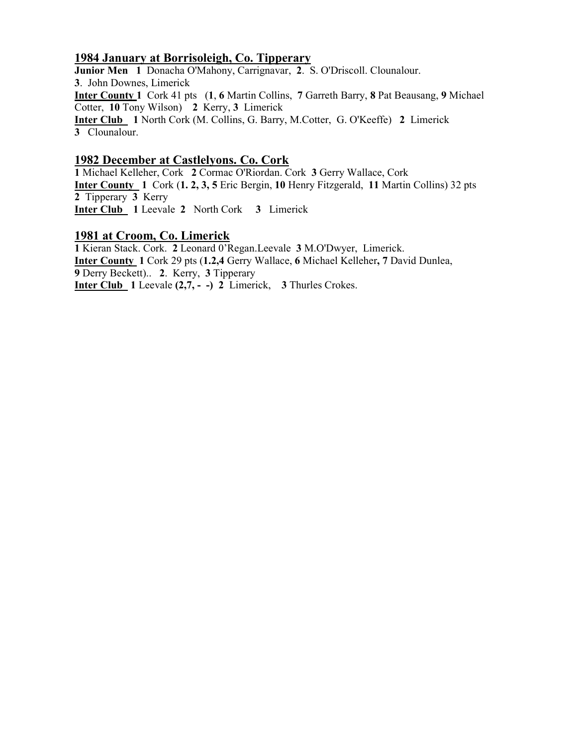## 1984 January at Borrisoleigh, Co. Tipperary

**Junior Men** **1** Donacha O'Mahony, Carrignavar, **2**. S. O'Driscoll. Clounalour.
**3**. John Downes, Limerick
**Inter County 1** Cork 41 pts (**1**, **6** Martin Collins, **7** Garreth Barry, **8** Pat Beausang, **9** Michael Cotter, **10** Tony Wilson) **2** Kerry, **3** Limerick
**Inter Club** **1** North Cork (M. Collins, G. Barry, M.Cotter, G. O'Keeffe) **2** Limerick
**3** Clounalour.

## 1982 December at Castlelyons. Co. Cork

**1** Michael Kelleher, Cork **2** Cormac O'Riordan. Cork **3** Gerry Wallace, Cork
**Inter County** **1** Cork (**1. 2, 3, 5** Eric Bergin, **10** Henry Fitzgerald, **11** Martin Collins) 32 pts
**2** Tipperary **3** Kerry
**Inter Club** **1** Leevale **2** North Cork **3** Limerick

## 1981 at Croom, Co. Limerick

**1** Kieran Stack. Cork. **2** Leonard 0'Regan.Leevale **3** M.O'Dwyer, Limerick.
**Inter County** **1** Cork 29 pts (**1.2,4** Gerry Wallace, **6** Michael Kelleher**, 7** David Dunlea,
**9** Derry Beckett).. **2**. Kerry, **3** Tipperary
**Inter Club** **1** Leevale **(2,7, - -)** **2** Limerick, **3** Thurles Crokes.